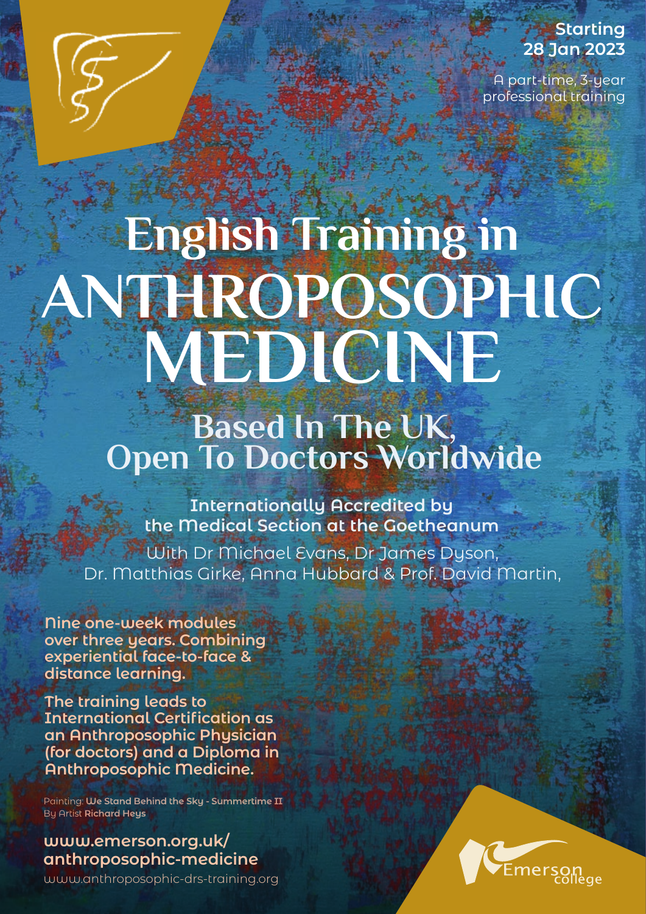**Starting 28 Jan 2023**

A part-time, 3-year professional training

# English Training in ANTHROPOSOPHIC MEDICINE

## Based In The UK, Open To Doctors Worldwide

**Internationally Accredited by the Medical Section at the Goetheanum**

With Dr Michael Evans, Dr James Dyson, Dr. Matthias Girke, Anna Hubbard & Prof. David Martin,

**Nine one-week modules over three years. Combining experiential face-to-face & distance learning.**

**The training leads to International Certification as an Anthroposophic Physician (for doctors) and a Diploma in Anthroposophic Medicine.**

Painting: **We Stand Behind the Sky - Summertime II**
By Artist **Richard Heys**

**www.emerson.org.uk/anthroposophic-medicine**
www.anthroposophic-drs-training.org

Emerson college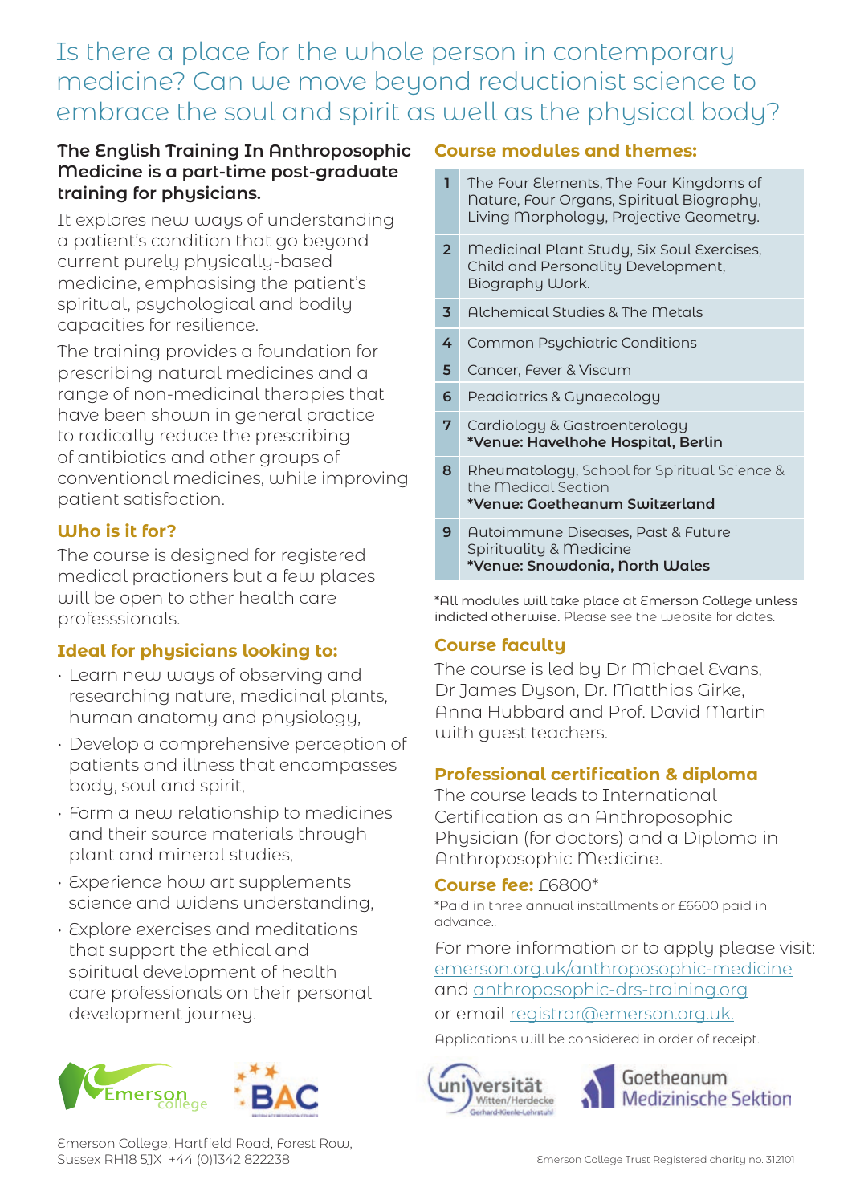# Is there a place for the whole person in contemporary medicine? Can we move beyond reductionist science to embrace the soul and spirit as well as the physical body?

**The English Training In Anthroposophic Medicine is a part-time post-graduate training for physicians.**

It explores new ways of understanding a patient's condition that go beyond current purely physically-based medicine, emphasising the patient's spiritual, psychological and bodily capacities for resilience.

The training provides a foundation for prescribing natural medicines and a range of non-medicinal therapies that have been shown in general practice to radically reduce the prescribing of antibiotics and other groups of conventional medicines, while improving patient satisfaction.

## Who is it for?

The course is designed for registered medical practioners but a few places will be open to other health care professsionals.

## Ideal for physicians looking to:

- Learn new ways of observing and researching nature, medicinal plants, human anatomy and physiology,
- Develop a comprehensive perception of patients and illness that encompasses body, soul and spirit,
- Form a new relationship to medicines and their source materials through plant and mineral studies,
- Experience how art supplements science and widens understanding,
- Explore exercises and meditations that support the ethical and spiritual development of health care professionals on their personal development journey.

## Course modules and themes:

| | |
|---|---|
| 1 | The Four Elements, The Four Kingdoms of Nature, Four Organs, Spiritual Biography, Living Morphology, Projective Geometry. |
| 2 | Medicinal Plant Study, Six Soul Exercises, Child and Personality Development, Biography Work. |
| 3 | Alchemical Studies & The Metals |
| 4 | Common Psychiatric Conditions |
| 5 | Cancer, Fever & Viscum |
| 6 | Peadiatrics & Gynaecology |
| 7 | Cardiology & Gastroenterology **\*Venue: Havelhohe Hospital, Berlin** |
| 8 | Rheumatology, School for Spiritual Science & the Medical Section **\*Venue: Goetheanum Switzerland** |
| 9 | Autoimmune Diseases, Past & Future Spirituality & Medicine **\*Venue: Snowdonia, North Wales** |

*All modules will take place at Emerson College unless indicted otherwise. Please see the website for dates.

## Course faculty

The course is led by Dr Michael Evans, Dr James Dyson, Dr. Matthias Girke, Anna Hubbard and Prof. David Martin with guest teachers.

## Professional certification & diploma

The course leads to International Certification as an Anthroposophic Physician (for doctors) and a Diploma in Anthroposophic Medicine.

**Course fee:** £6800*

*Paid in three annual installments or £6600 paid in advance..

For more information or to apply please visit: emerson.org.uk/anthroposophic-medicine and anthroposophic-drs-training.org or email registrar@emerson.org.uk.

Applications will be considered in order of receipt.

Emerson College

BAC

Universität Witten/Herdecke Gerhard-Kienle-Lehrstuhl

Goetheanum Medizinische Sektion

Emerson College, Hartfield Road, Forest Row, Sussex RH18 5JX +44 (0)1342 822238

Emerson College Trust Registered charity no. 312101